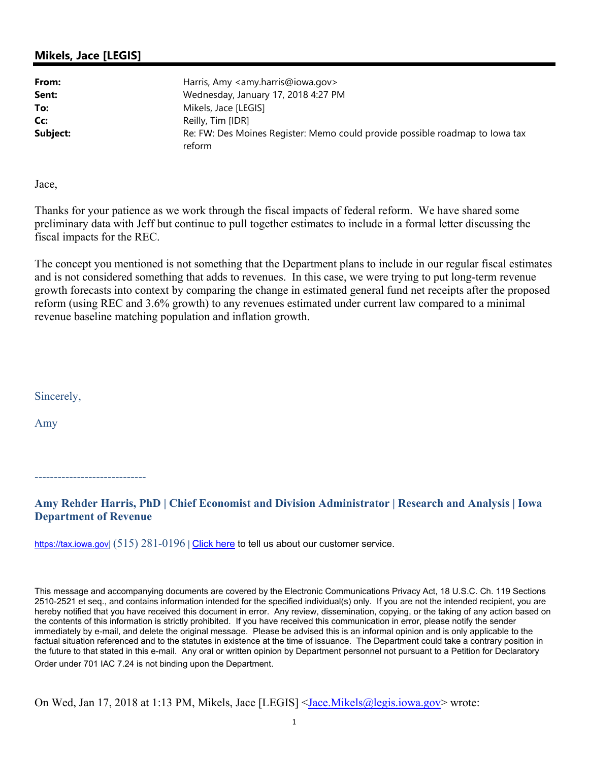## Mikels, Jace [LEGIS]

| | |
|---|---|
| **From:** | Harris, Amy <amy.harris@iowa.gov> |
| **Sent:** | Wednesday, January 17, 2018 4:27 PM |
| **To:** | Mikels, Jace [LEGIS] |
| **Cc:** | Reilly, Tim [IDR] |
| **Subject:** | Re: FW: Des Moines Register: Memo could provide possible roadmap to Iowa tax reform |

Jace,

Thanks for your patience as we work through the fiscal impacts of federal reform. We have shared some preliminary data with Jeff but continue to pull together estimates to include in a formal letter discussing the fiscal impacts for the REC.

The concept you mentioned is not something that the Department plans to include in our regular fiscal estimates and is not considered something that adds to revenues. In this case, we were trying to put long-term revenue growth forecasts into context by comparing the change in estimated general fund net receipts after the proposed reform (using REC and 3.6% growth) to any revenues estimated under current law compared to a minimal revenue baseline matching population and inflation growth.

Sincerely,

Amy

-----------------------------

**Amy Rehder Harris, PhD | Chief Economist and Division Administrator | Research and Analysis | Iowa Department of Revenue**

https://tax.iowa.gov| (515) 281-0196 | Click here to tell us about our customer service.

This message and accompanying documents are covered by the Electronic Communications Privacy Act, 18 U.S.C. Ch. 119 Sections 2510-2521 et seq., and contains information intended for the specified individual(s) only. If you are not the intended recipient, you are hereby notified that you have received this document in error. Any review, dissemination, copying, or the taking of any action based on the contents of this information is strictly prohibited. If you have received this communication in error, please notify the sender immediately by e-mail, and delete the original message. Please be advised this is an informal opinion and is only applicable to the factual situation referenced and to the statutes in existence at the time of issuance. The Department could take a contrary position in the future to that stated in this e-mail. Any oral or written opinion by Department personnel not pursuant to a Petition for Declaratory Order under 701 IAC 7.24 is not binding upon the Department.

On Wed, Jan 17, 2018 at 1:13 PM, Mikels, Jace [LEGIS] <Jace.Mikels@legis.iowa.gov> wrote: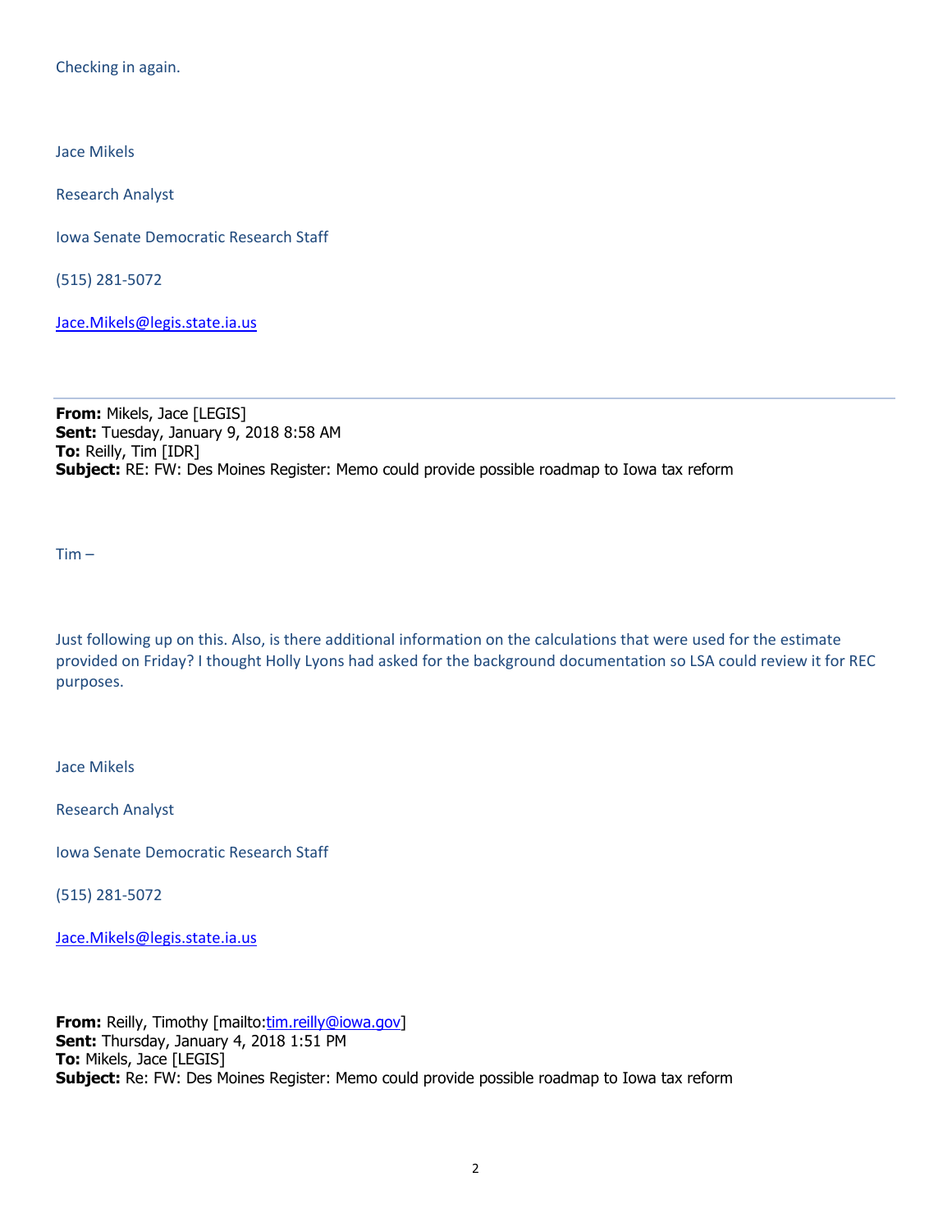Checking in again.

Jace Mikels

Research Analyst

Iowa Senate Democratic Research Staff

(515) 281-5072

Jace.Mikels@legis.state.ia.us

---

**From:** Mikels, Jace [LEGIS]
**Sent:** Tuesday, January 9, 2018 8:58 AM
**To:** Reilly, Tim [IDR]
**Subject:** RE: FW: Des Moines Register: Memo could provide possible roadmap to Iowa tax reform

Tim –

Just following up on this. Also, is there additional information on the calculations that were used for the estimate provided on Friday? I thought Holly Lyons had asked for the background documentation so LSA could review it for REC purposes.

Jace Mikels

Research Analyst

Iowa Senate Democratic Research Staff

(515) 281-5072

Jace.Mikels@legis.state.ia.us

**From:** Reilly, Timothy [mailto:tim.reilly@iowa.gov]
**Sent:** Thursday, January 4, 2018 1:51 PM
**To:** Mikels, Jace [LEGIS]
**Subject:** Re: FW: Des Moines Register: Memo could provide possible roadmap to Iowa tax reform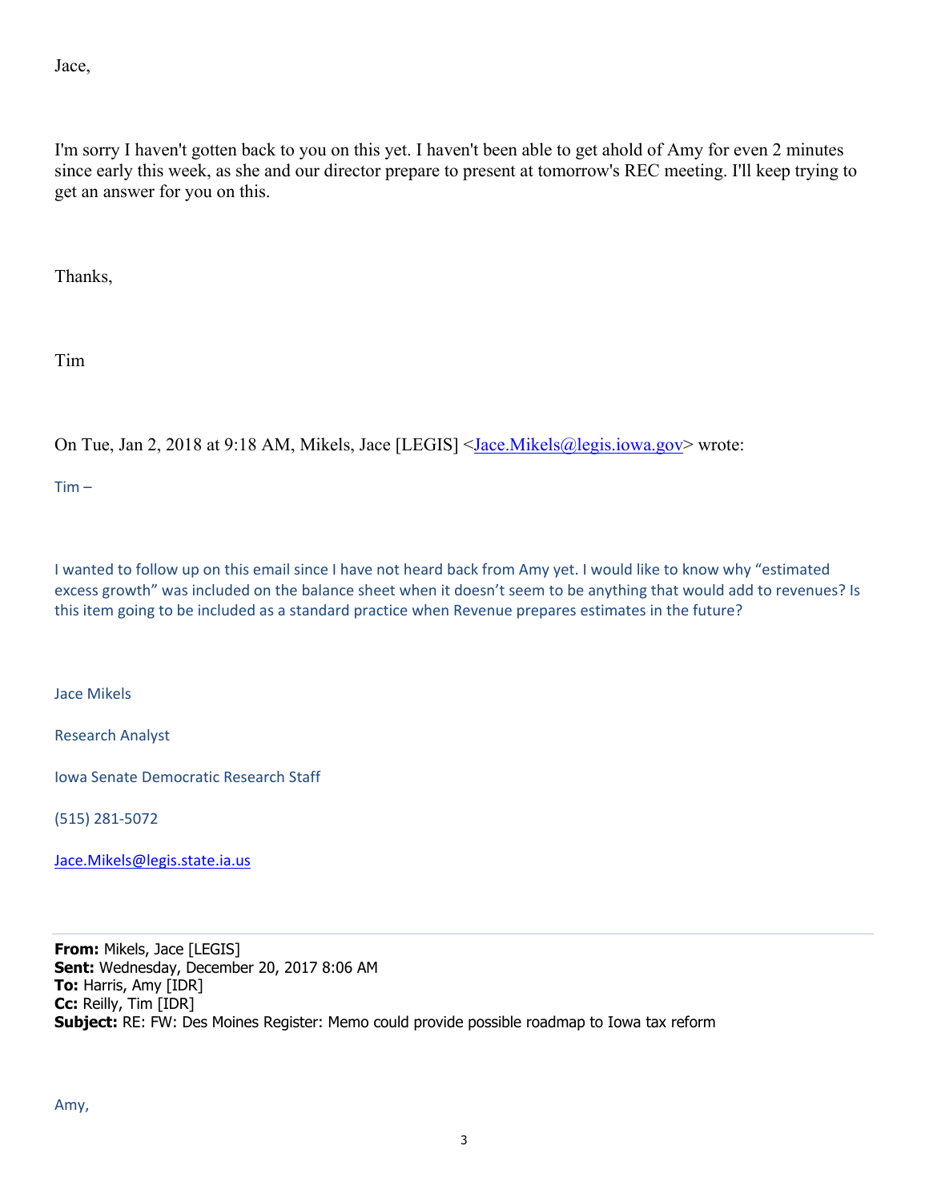Jace,

I'm sorry I haven't gotten back to you on this yet. I haven't been able to get ahold of Amy for even 2 minutes since early this week, as she and our director prepare to present at tomorrow's REC meeting. I'll keep trying to get an answer for you on this.

Thanks,

Tim

On Tue, Jan 2, 2018 at 9:18 AM, Mikels, Jace [LEGIS] <Jace.Mikels@legis.iowa.gov> wrote:

Tim –

I wanted to follow up on this email since I have not heard back from Amy yet. I would like to know why "estimated excess growth" was included on the balance sheet when it doesn't seem to be anything that would add to revenues? Is this item going to be included as a standard practice when Revenue prepares estimates in the future?

Jace Mikels

Research Analyst

Iowa Senate Democratic Research Staff

(515) 281-5072

Jace.Mikels@legis.state.ia.us

---

**From:** Mikels, Jace [LEGIS]
**Sent:** Wednesday, December 20, 2017 8:06 AM
**To:** Harris, Amy [IDR]
**Cc:** Reilly, Tim [IDR]
**Subject:** RE: FW: Des Moines Register: Memo could provide possible roadmap to Iowa tax reform

Amy,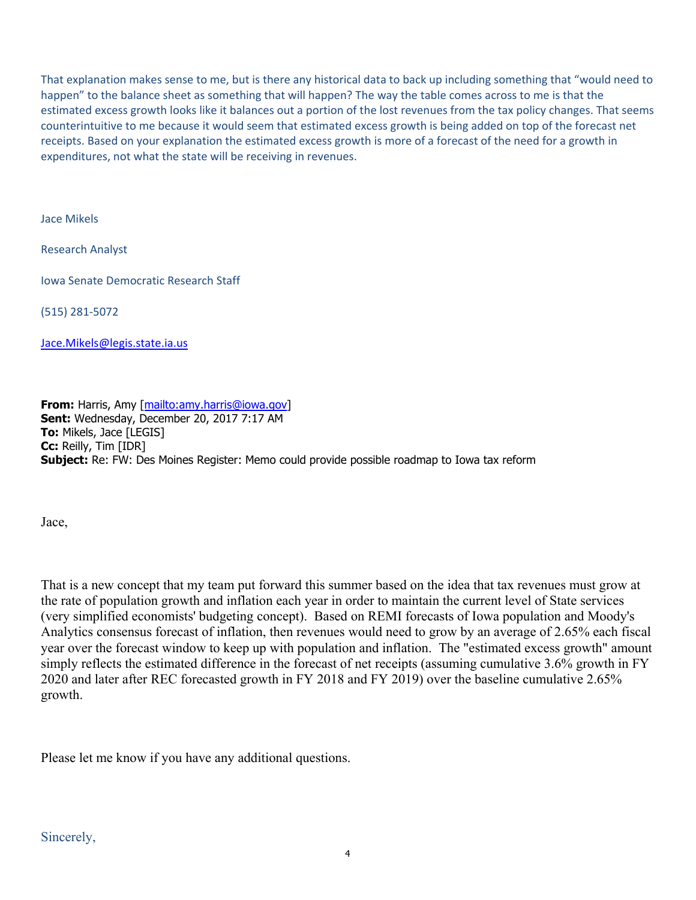That explanation makes sense to me, but is there any historical data to back up including something that "would need to happen" to the balance sheet as something that will happen? The way the table comes across to me is that the estimated excess growth looks like it balances out a portion of the lost revenues from the tax policy changes. That seems counterintuitive to me because it would seem that estimated excess growth is being added on top of the forecast net receipts. Based on your explanation the estimated excess growth is more of a forecast of the need for a growth in expenditures, not what the state will be receiving in revenues.

Jace Mikels

Research Analyst

Iowa Senate Democratic Research Staff

(515) 281-5072

Jace.Mikels@legis.state.ia.us

**From:** Harris, Amy [mailto:amy.harris@iowa.gov]
**Sent:** Wednesday, December 20, 2017 7:17 AM
**To:** Mikels, Jace [LEGIS]
**Cc:** Reilly, Tim [IDR]
**Subject:** Re: FW: Des Moines Register: Memo could provide possible roadmap to Iowa tax reform

Jace,

That is a new concept that my team put forward this summer based on the idea that tax revenues must grow at the rate of population growth and inflation each year in order to maintain the current level of State services (very simplified economists' budgeting concept). Based on REMI forecasts of Iowa population and Moody's Analytics consensus forecast of inflation, then revenues would need to grow by an average of 2.65% each fiscal year over the forecast window to keep up with population and inflation. The "estimated excess growth" amount simply reflects the estimated difference in the forecast of net receipts (assuming cumulative 3.6% growth in FY 2020 and later after REC forecasted growth in FY 2018 and FY 2019) over the baseline cumulative 2.65% growth.

Please let me know if you have any additional questions.

Sincerely,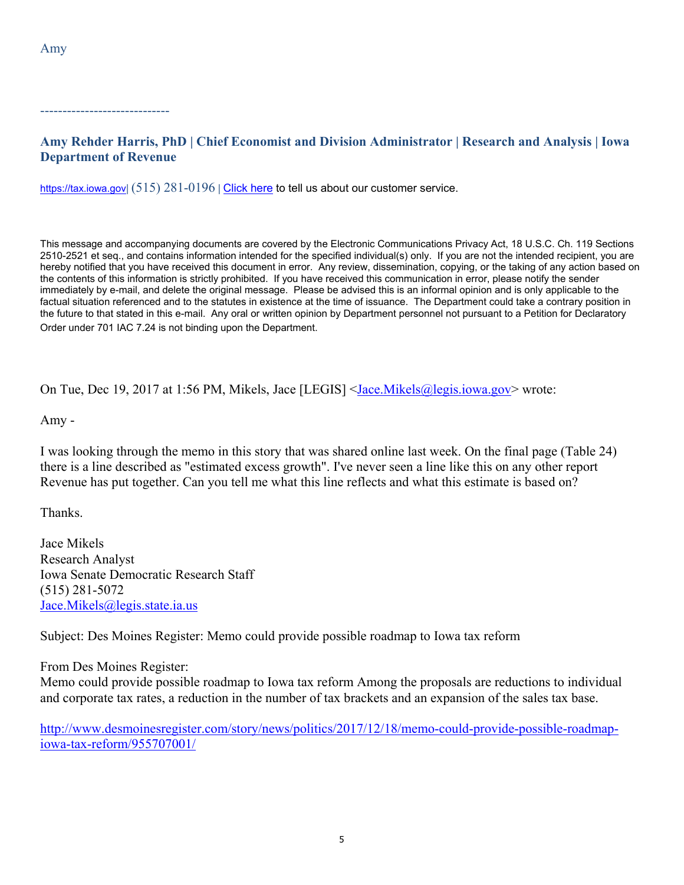Amy

-----------------------------

**Amy Rehder Harris, PhD | Chief Economist and Division Administrator | Research and Analysis | Iowa Department of Revenue**

https://tax.iowa.gov| (515) 281-0196 | Click here to tell us about our customer service.

This message and accompanying documents are covered by the Electronic Communications Privacy Act, 18 U.S.C. Ch. 119 Sections 2510-2521 et seq., and contains information intended for the specified individual(s) only. If you are not the intended recipient, you are hereby notified that you have received this document in error. Any review, dissemination, copying, or the taking of any action based on the contents of this information is strictly prohibited. If you have received this communication in error, please notify the sender immediately by e-mail, and delete the original message. Please be advised this is an informal opinion and is only applicable to the factual situation referenced and to the statutes in existence at the time of issuance. The Department could take a contrary position in the future to that stated in this e-mail. Any oral or written opinion by Department personnel not pursuant to a Petition for Declaratory Order under 701 IAC 7.24 is not binding upon the Department.

On Tue, Dec 19, 2017 at 1:56 PM, Mikels, Jace [LEGIS] <Jace.Mikels@legis.iowa.gov> wrote:

Amy -

I was looking through the memo in this story that was shared online last week. On the final page (Table 24) there is a line described as "estimated excess growth". I've never seen a line like this on any other report Revenue has put together. Can you tell me what this line reflects and what this estimate is based on?

Thanks.

Jace Mikels
Research Analyst
Iowa Senate Democratic Research Staff
(515) 281-5072
Jace.Mikels@legis.state.ia.us

Subject: Des Moines Register: Memo could provide possible roadmap to Iowa tax reform

From Des Moines Register:
Memo could provide possible roadmap to Iowa tax reform Among the proposals are reductions to individual and corporate tax rates, a reduction in the number of tax brackets and an expansion of the sales tax base.

http://www.desmoinesregister.com/story/news/politics/2017/12/18/memo-could-provide-possible-roadmap-iowa-tax-reform/955707001/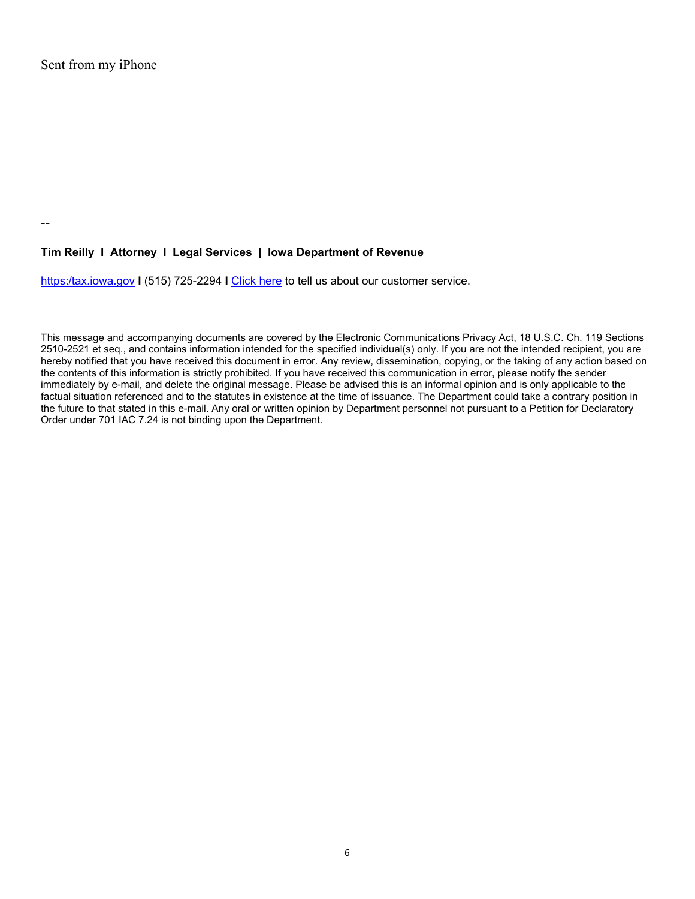Sent from my iPhone

--

**Tim Reilly I Attorney I Legal Services | Iowa Department of Revenue**

https:/tax.iowa.gov **I** (515) 725-2294 **I** Click here to tell us about our customer service.

This message and accompanying documents are covered by the Electronic Communications Privacy Act, 18 U.S.C. Ch. 119 Sections 2510-2521 et seq., and contains information intended for the specified individual(s) only. If you are not the intended recipient, you are hereby notified that you have received this document in error. Any review, dissemination, copying, or the taking of any action based on the contents of this information is strictly prohibited. If you have received this communication in error, please notify the sender immediately by e-mail, and delete the original message. Please be advised this is an informal opinion and is only applicable to the factual situation referenced and to the statutes in existence at the time of issuance. The Department could take a contrary position in the future to that stated in this e-mail. Any oral or written opinion by Department personnel not pursuant to a Petition for Declaratory Order under 701 IAC 7.24 is not binding upon the Department.